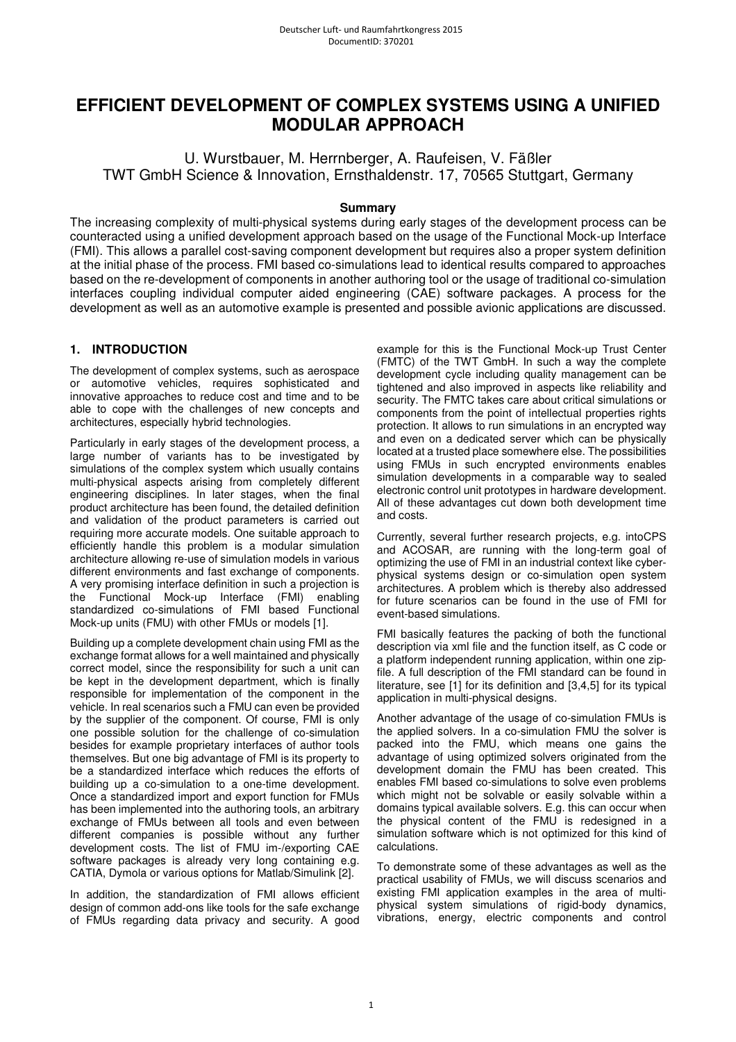# EFFICIENT DEVELOPMENT OF COMPLEX SYSTEMS USING A UNIFIED MODULAR APPROACH

U. Wurstbauer, M. Herrnberger, A. Raufeisen, V. Fäßler
TWT GmbH Science & Innovation, Ernsthaldenstr. 17, 70565 Stuttgart, Germany

**Summary**

The increasing complexity of multi-physical systems during early stages of the development process can be counteracted using a unified development approach based on the usage of the Functional Mock-up Interface (FMI). This allows a parallel cost-saving component development but requires also a proper system definition at the initial phase of the process. FMI based co-simulations lead to identical results compared to approaches based on the re-development of components in another authoring tool or the usage of traditional co-simulation interfaces coupling individual computer aided engineering (CAE) software packages. A process for the development as well as an automotive example is presented and possible avionic applications are discussed.

## 1. INTRODUCTION

The development of complex systems, such as aerospace or automotive vehicles, requires sophisticated and innovative approaches to reduce cost and time and to be able to cope with the challenges of new concepts and architectures, especially hybrid technologies.

Particularly in early stages of the development process, a large number of variants has to be investigated by simulations of the complex system which usually contains multi-physical aspects arising from completely different engineering disciplines. In later stages, when the final product architecture has been found, the detailed definition and validation of the product parameters is carried out requiring more accurate models. One suitable approach to efficiently handle this problem is a modular simulation architecture allowing re-use of simulation models in various different environments and fast exchange of components. A very promising interface definition in such a projection is the Functional Mock-up Interface (FMI) enabling standardized co-simulations of FMI based Functional Mock-up units (FMU) with other FMUs or models [1].

Building up a complete development chain using FMI as the exchange format allows for a well maintained and physically correct model, since the responsibility for such a unit can be kept in the development department, which is finally responsible for implementation of the component in the vehicle. In real scenarios such a FMU can even be provided by the supplier of the component. Of course, FMI is only one possible solution for the challenge of co-simulation besides for example proprietary interfaces of author tools themselves. But one big advantage of FMI is its property to be a standardized interface which reduces the efforts of building up a co-simulation to a one-time development. Once a standardized import and export function for FMUs has been implemented into the authoring tools, an arbitrary exchange of FMUs between all tools and even between different companies is possible without any further development costs. The list of FMU im-/exporting CAE software packages is already very long containing e.g. CATIA, Dymola or various options for Matlab/Simulink [2].

In addition, the standardization of FMI allows efficient design of common add-ons like tools for the safe exchange of FMUs regarding data privacy and security. A good example for this is the Functional Mock-up Trust Center (FMTC) of the TWT GmbH. In such a way the complete development cycle including quality management can be tightened and also improved in aspects like reliability and security. The FMTC takes care about critical simulations or components from the point of intellectual properties rights protection. It allows to run simulations in an encrypted way and even on a dedicated server which can be physically located at a trusted place somewhere else. The possibilities using FMUs in such encrypted environments enables simulation developments in a comparable way to sealed electronic control unit prototypes in hardware development. All of these advantages cut down both development time and costs.

Currently, several further research projects, e.g. intoCPS and ACOSAR, are running with the long-term goal of optimizing the use of FMI in an industrial context like cyber-physical systems design or co-simulation open system architectures. A problem which is thereby also addressed for future scenarios can be found in the use of FMI for event-based simulations.

FMI basically features the packing of both the functional description via xml file and the function itself, as C code or a platform independent running application, within one zip-file. A full description of the FMI standard can be found in literature, see [1] for its definition and [3,4,5] for its typical application in multi-physical designs.

Another advantage of the usage of co-simulation FMUs is the applied solvers. In a co-simulation FMU the solver is packed into the FMU, which means one gains the advantage of using optimized solvers originated from the development domain the FMU has been created. This enables FMI based co-simulations to solve even problems which might not be solvable or easily solvable within a domains typical available solvers. E.g. this can occur when the physical content of the FMU is redesigned in a simulation software which is not optimized for this kind of calculations.

To demonstrate some of these advantages as well as the practical usability of FMUs, we will discuss scenarios and existing FMI application examples in the area of multi-physical system simulations of rigid-body dynamics, vibrations, energy, electric components and control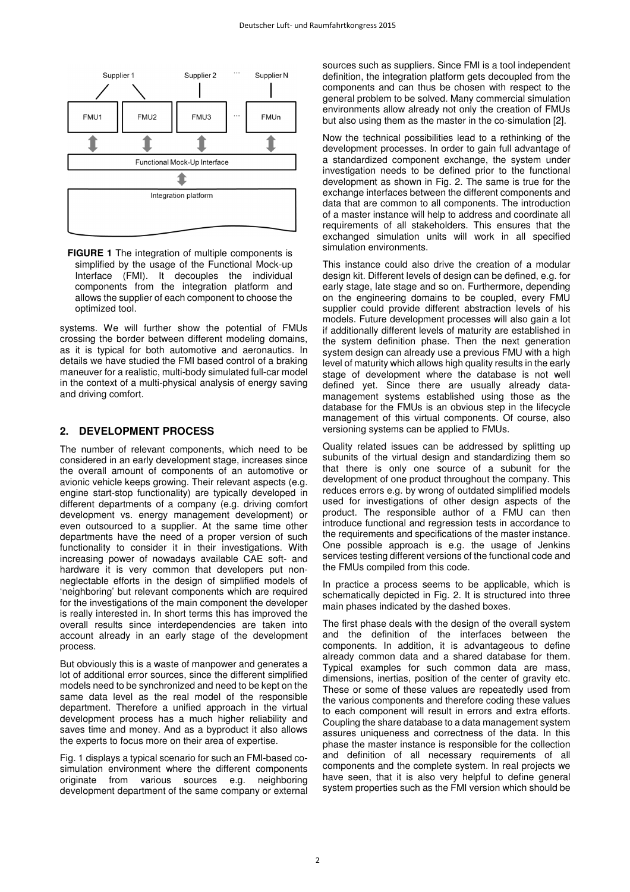**FIGURE 1** The integration of multiple components is simplified by the usage of the Functional Mock-up Interface (FMI). It decouples the individual components from the integration platform and allows the supplier of each component to choose the optimized tool.

systems. We will further show the potential of FMUs crossing the border between different modeling domains, as it is typical for both automotive and aeronautics. In details we have studied the FMI based control of a braking maneuver for a realistic, multi-body simulated full-car model in the context of a multi-physical analysis of energy saving and driving comfort.

## 2. DEVELOPMENT PROCESS

The number of relevant components, which need to be considered in an early development stage, increases since the overall amount of components of an automotive or avionic vehicle keeps growing. Their relevant aspects (e.g. engine start-stop functionality) are typically developed in different departments of a company (e.g. driving comfort development vs. energy management development) or even outsourced to a supplier. At the same time other departments have the need of a proper version of such functionality to consider it in their investigations. With increasing power of nowadays available CAE soft- and hardware it is very common that developers put non-neglectable efforts in the design of simplified models of 'neighboring' but relevant components which are required for the investigations of the main component the developer is really interested in. In short terms this has improved the overall results since interdependencies are taken into account already in an early stage of the development process.

But obviously this is a waste of manpower and generates a lot of additional error sources, since the different simplified models need to be synchronized and need to be kept on the same data level as the real model of the responsible department. Therefore a unified approach in the virtual development process has a much higher reliability and saves time and money. And as a byproduct it also allows the experts to focus more on their area of expertise.

Fig. 1 displays a typical scenario for such an FMI-based co-simulation environment where the different components originate from various sources e.g. neighboring development department of the same company or external sources such as suppliers. Since FMI is a tool independent definition, the integration platform gets decoupled from the components and can thus be chosen with respect to the general problem to be solved. Many commercial simulation environments allow already not only the creation of FMUs but also using them as the master in the co-simulation [2].

Now the technical possibilities lead to a rethinking of the development processes. In order to gain full advantage of a standardized component exchange, the system under investigation needs to be defined prior to the functional development as shown in Fig. 2. The same is true for the exchange interfaces between the different components and data that are common to all components. The introduction of a master instance will help to address and coordinate all requirements of all stakeholders. This ensures that the exchanged simulation units will work in all specified simulation environments.

This instance could also drive the creation of a modular design kit. Different levels of design can be defined, e.g. for early stage, late stage and so on. Furthermore, depending on the engineering domains to be coupled, every FMU supplier could provide different abstraction levels of his models. Future development processes will also gain a lot if additionally different levels of maturity are established in the system definition phase. Then the next generation system design can already use a previous FMU with a high level of maturity which allows high quality results in the early stage of development where the database is not well defined yet. Since there are usually already data-management systems established using those as the database for the FMUs is an obvious step in the lifecycle management of this virtual components. Of course, also versioning systems can be applied to FMUs.

Quality related issues can be addressed by splitting up subunits of the virtual design and standardizing them so that there is only one source of a subunit for the development of one product throughout the company. This reduces errors e.g. by wrong of outdated simplified models used for investigations of other design aspects of the product. The responsible author of a FMU can then introduce functional and regression tests in accordance to the requirements and specifications of the master instance. One possible approach is e.g. the usage of Jenkins services testing different versions of the functional code and the FMUs compiled from this code.

In practice a process seems to be applicable, which is schematically depicted in Fig. 2. It is structured into three main phases indicated by the dashed boxes.

The first phase deals with the design of the overall system and the definition of the interfaces between the components. In addition, it is advantageous to define already common data and a shared database for them. Typical examples for such common data are mass, dimensions, inertias, position of the center of gravity etc. These or some of these values are repeatedly used from the various components and therefore coding these values to each component will result in errors and extra efforts. Coupling the share database to a data management system assures uniqueness and correctness of the data. In this phase the master instance is responsible for the collection and definition of all necessary requirements of all components and the complete system. In real projects we have seen, that it is also very helpful to define general system properties such as the FMI version which should be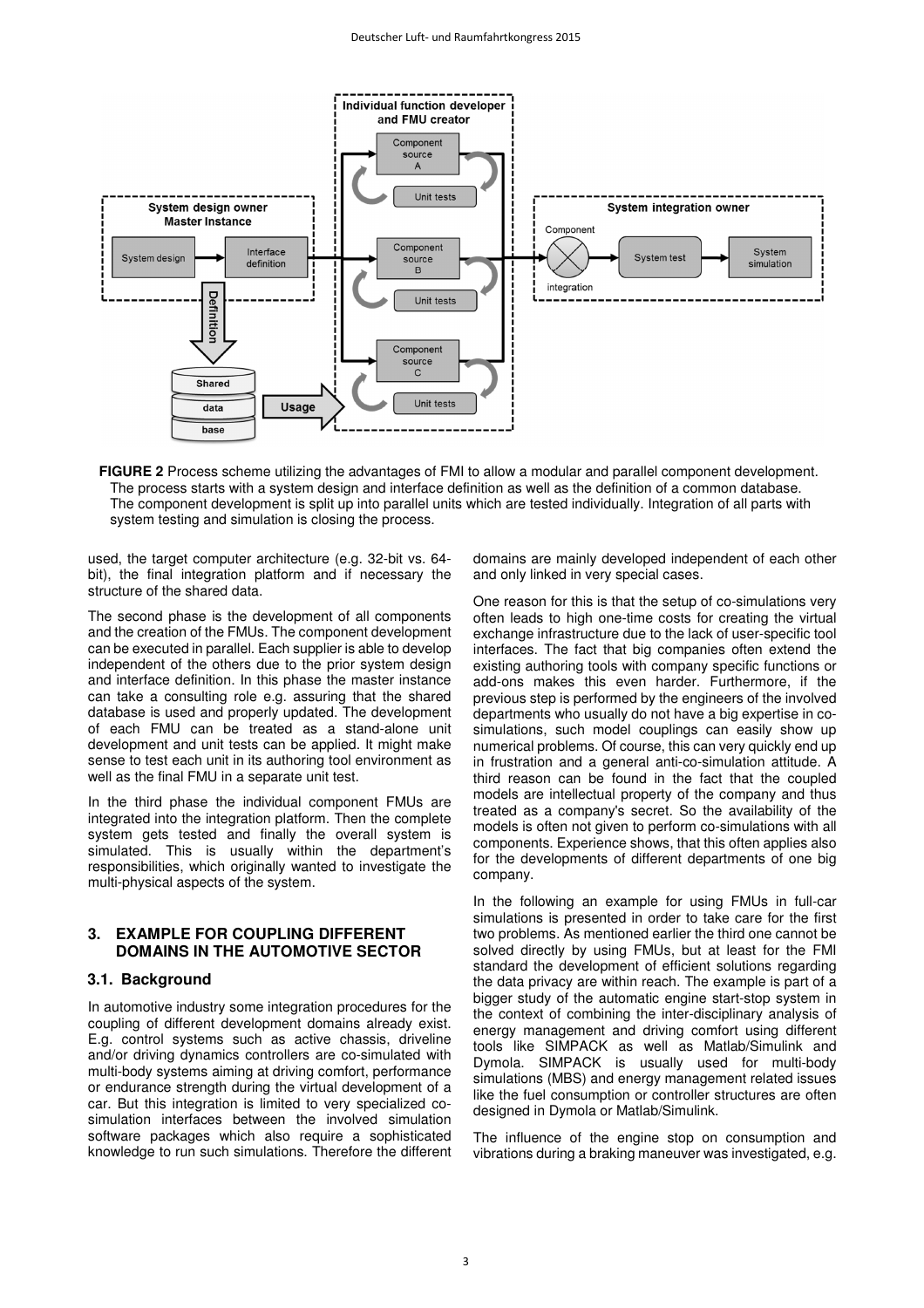**FIGURE 2** Process scheme utilizing the advantages of FMI to allow a modular and parallel component development. The process starts with a system design and interface definition as well as the definition of a common database. The component development is split up into parallel units which are tested individually. Integration of all parts with system testing and simulation is closing the process.

used, the target computer architecture (e.g. 32-bit vs. 64-bit), the final integration platform and if necessary the structure of the shared data.

The second phase is the development of all components and the creation of the FMUs. The component development can be executed in parallel. Each supplier is able to develop independent of the others due to the prior system design and interface definition. In this phase the master instance can take a consulting role e.g. assuring that the shared database is used and properly updated. The development of each FMU can be treated as a stand-alone unit development and unit tests can be applied. It might make sense to test each unit in its authoring tool environment as well as the final FMU in a separate unit test.

In the third phase the individual component FMUs are integrated into the integration platform. Then the complete system gets tested and finally the overall system is simulated. This is usually within the department's responsibilities, which originally wanted to investigate the multi-physical aspects of the system.

## 3. EXAMPLE FOR COUPLING DIFFERENT DOMAINS IN THE AUTOMOTIVE SECTOR

### 3.1. Background

In automotive industry some integration procedures for the coupling of different development domains already exist. E.g. control systems such as active chassis, driveline and/or driving dynamics controllers are co-simulated with multi-body systems aiming at driving comfort, performance or endurance strength during the virtual development of a car. But this integration is limited to very specialized co-simulation interfaces between the involved simulation software packages which also require a sophisticated knowledge to run such simulations. Therefore the different domains are mainly developed independent of each other and only linked in very special cases.

One reason for this is that the setup of co-simulations very often leads to high one-time costs for creating the virtual exchange infrastructure due to the lack of user-specific tool interfaces. The fact that big companies often extend the existing authoring tools with company specific functions or add-ons makes this even harder. Furthermore, if the previous step is performed by the engineers of the involved departments who usually do not have a big expertise in co-simulations, such model couplings can easily show up numerical problems. Of course, this can very quickly end up in frustration and a general anti-co-simulation attitude. A third reason can be found in the fact that the coupled models are intellectual property of the company and thus treated as a company's secret. So the availability of the models is often not given to perform co-simulations with all components. Experience shows, that this often applies also for the developments of different departments of one big company.

In the following an example for using FMUs in full-car simulations is presented in order to take care for the first two problems. As mentioned earlier the third one cannot be solved directly by using FMUs, but at least for the FMI standard the development of efficient solutions regarding the data privacy are within reach. The example is part of a bigger study of the automatic engine start-stop system in the context of combining the inter-disciplinary analysis of energy management and driving comfort using different tools like SIMPACK as well as Matlab/Simulink and Dymola. SIMPACK is usually used for multi-body simulations (MBS) and energy management related issues like the fuel consumption or controller structures are often designed in Dymola or Matlab/Simulink.

The influence of the engine stop on consumption and vibrations during a braking maneuver was investigated, e.g.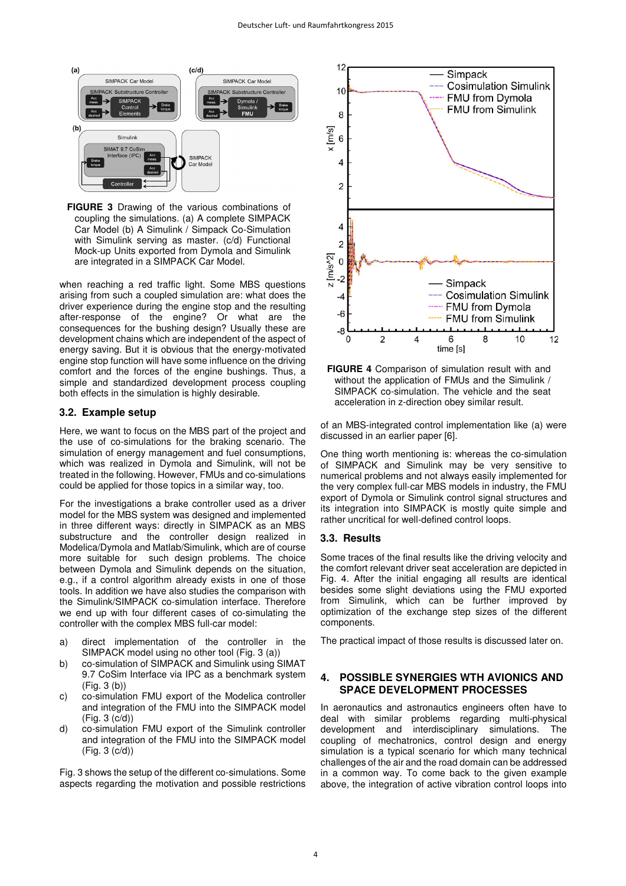**FIGURE 3** Drawing of the various combinations of coupling the simulations. (a) A complete SIMPACK Car Model (b) A Simulink / Simpack Co-Simulation with Simulink serving as master. (c/d) Functional Mock-up Units exported from Dymola and Simulink are integrated in a SIMPACK Car Model.

when reaching a red traffic light. Some MBS questions arising from such a coupled simulation are: what does the driver experience during the engine stop and the resulting after-response of the engine? Or what are the consequences for the bushing design? Usually these are development chains which are independent of the aspect of energy saving. But it is obvious that the energy-motivated engine stop function will have some influence on the driving comfort and the forces of the engine bushings. Thus, a simple and standardized development process coupling both effects in the simulation is highly desirable.

### 3.2. Example setup

Here, we want to focus on the MBS part of the project and the use of co-simulations for the braking scenario. The simulation of energy management and fuel consumptions, which was realized in Dymola and Simulink, will not be treated in the following. However, FMUs and co-simulations could be applied for those topics in a similar way, too.

For the investigations a brake controller used as a driver model for the MBS system was designed and implemented in three different ways: directly in SIMPACK as an MBS substructure and the controller design realized in Modelica/Dymola and Matlab/Simulink, which are of course more suitable for such design problems. The choice between Dymola and Simulink depends on the situation, e.g., if a control algorithm already exists in one of those tools. In addition we have also studies the comparison with the Simulink/SIMPACK co-simulation interface. Therefore we end up with four different cases of co-simulating the controller with the complex MBS full-car model:

a) direct implementation of the controller in the SIMPACK model using no other tool (Fig. 3 (a))
b) co-simulation of SIMPACK and Simulink using SIMAT 9.7 CoSim Interface via IPC as a benchmark system (Fig. 3 (b))
c) co-simulation FMU export of the Modelica controller and integration of the FMU into the SIMPACK model (Fig. 3 (c/d))
d) co-simulation FMU export of the Simulink controller and integration of the FMU into the SIMPACK model (Fig. 3 (c/d))

Fig. 3 shows the setup of the different co-simulations. Some aspects regarding the motivation and possible restrictions of an MBS-integrated control implementation like (a) were discussed in an earlier paper [6].

**FIGURE 4** Comparison of simulation result with and without the application of FMUs and the Simulink / SIMPACK co-simulation. The vehicle and the seat acceleration in z-direction obey similar result.

One thing worth mentioning is: whereas the co-simulation of SIMPACK and Simulink may be very sensitive to numerical problems and not always easily implemented for the very complex full-car MBS models in industry, the FMU export of Dymola or Simulink control signal structures and its integration into SIMPACK is mostly quite simple and rather uncritical for well-defined control loops.

### 3.3. Results

Some traces of the final results like the driving velocity and the comfort relevant driver seat acceleration are depicted in Fig. 4. After the initial engaging all results are identical besides some slight deviations using the FMU exported from Simulink, which can be further improved by optimization of the exchange step sizes of the different components.

The practical impact of those results is discussed later on.

## 4. POSSIBLE SYNERGIES WTH AVIONICS AND SPACE DEVELOPMENT PROCESSES

In aeronautics and astronautics engineers often have to deal with similar problems regarding multi-physical development and interdisciplinary simulations. The coupling of mechatronics, control design and energy simulation is a typical scenario for which many technical challenges of the air and the road domain can be addressed in a common way. To come back to the given example above, the integration of active vibration control loops into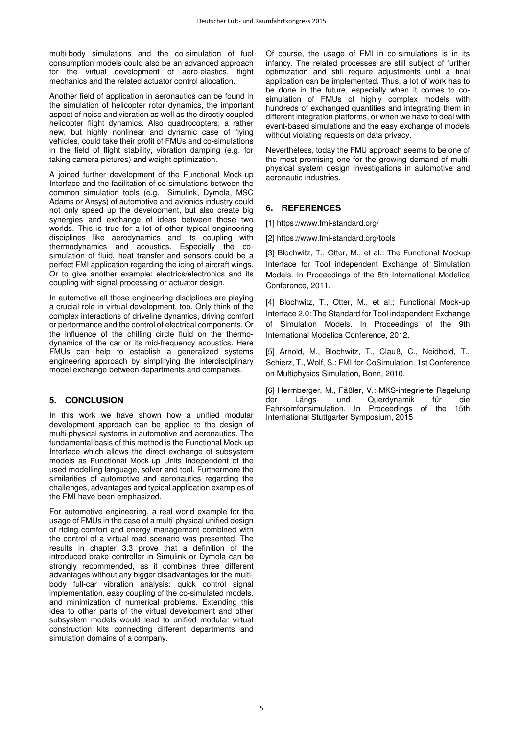multi-body simulations and the co-simulation of fuel consumption models could also be an advanced approach for the virtual development of aero-elastics, flight mechanics and the related actuator control allocation.

Another field of application in aeronautics can be found in the simulation of helicopter rotor dynamics, the important aspect of noise and vibration as well as the directly coupled helicopter flight dynamics. Also quadrocopters, a rather new, but highly nonlinear and dynamic case of flying vehicles, could take their profit of FMUs and co-simulations in the field of flight stability, vibration damping (e.g. for taking camera pictures) and weight optimization.

A joined further development of the Functional Mock-up Interface and the facilitation of co-simulations between the common simulation tools (e.g. Simulink, Dymola, MSC Adams or Ansys) of automotive and avionics industry could not only speed up the development, but also create big synergies and exchange of ideas between those two worlds. This is true for a lot of other typical engineering disciplines like aerodynamics and its coupling with thermodynamics and acoustics. Especially the co-simulation of fluid, heat transfer and sensors could be a perfect FMI application regarding the icing of aircraft wings. Or to give another example: electrics/electronics and its coupling with signal processing or actuator design.

In automotive all those engineering disciplines are playing a crucial role in virtual development, too. Only think of the complex interactions of driveline dynamics, driving comfort or performance and the control of electrical components. Or the influence of the chilling circle fluid on the thermo-dynamics of the car or its mid-frequency acoustics. Here FMUs can help to establish a generalized systems engineering approach by simplifying the interdisciplinary model exchange between departments and companies.

## 5. CONCLUSION

In this work we have shown how a unified modular development approach can be applied to the design of multi-physical systems in automotive and aeronautics. The fundamental basis of this method is the Functional Mock-up Interface which allows the direct exchange of subsystem models as Functional Mock-up Units independent of the used modelling language, solver and tool. Furthermore the similarities of automotive and aeronautics regarding the challenges, advantages and typical application examples of the FMI have been emphasized.

For automotive engineering, a real world example for the usage of FMUs in the case of a multi-physical unified design of riding comfort and energy management combined with the control of a virtual road scenario was presented. The results in chapter 3.3 prove that a definition of the introduced brake controller in Simulink or Dymola can be strongly recommended, as it combines three different advantages without any bigger disadvantages for the multi-body full-car vibration analysis: quick control signal implementation, easy coupling of the co-simulated models, and minimization of numerical problems. Extending this idea to other parts of the virtual development and other subsystem models would lead to unified modular virtual construction kits connecting different departments and simulation domains of a company.

Of course, the usage of FMI in co-simulations is in its infancy. The related processes are still subject of further optimization and still require adjustments until a final application can be implemented. Thus, a lot of work has to be done in the future, especially when it comes to co-simulation of FMUs of highly complex models with hundreds of exchanged quantities and integrating them in different integration platforms, or when we have to deal with event-based simulations and the easy exchange of models without violating requests on data privacy.

Nevertheless, today the FMU approach seems to be one of the most promising one for the growing demand of multi-physical system design investigations in automotive and aeronautic industries.

## 6. REFERENCES

[1] https://www.fmi-standard.org/

[2] https://www.fmi-standard.org/tools

[3] Blochwitz, T., Otter, M., et al.: The Functional Mockup Interface for Tool independent Exchange of Simulation Models. In Proceedings of the 8th International Modelica Conference, 2011.

[4] Blochwitz, T., Otter, M., et al.: Functional Mock-up Interface 2.0: The Standard for Tool independent Exchange of Simulation Models. In Proceedings of the 9th International Modelica Conference, 2012.

[5] Arnold, M., Blochwitz, T., Clauß, C., Neidhold, T., Schierz, T., Wolf, S.: FMI-for-CoSimulation. 1st Conference on Multiphysics Simulation, Bonn, 2010.

[6] Herrnberger, M., Fäßler, V.: MKS-integrierte Regelung der Längs- und Querdynamik für die Fahrkomfortsimulation. In Proceedings of the 15th International Stuttgarter Symposium, 2015